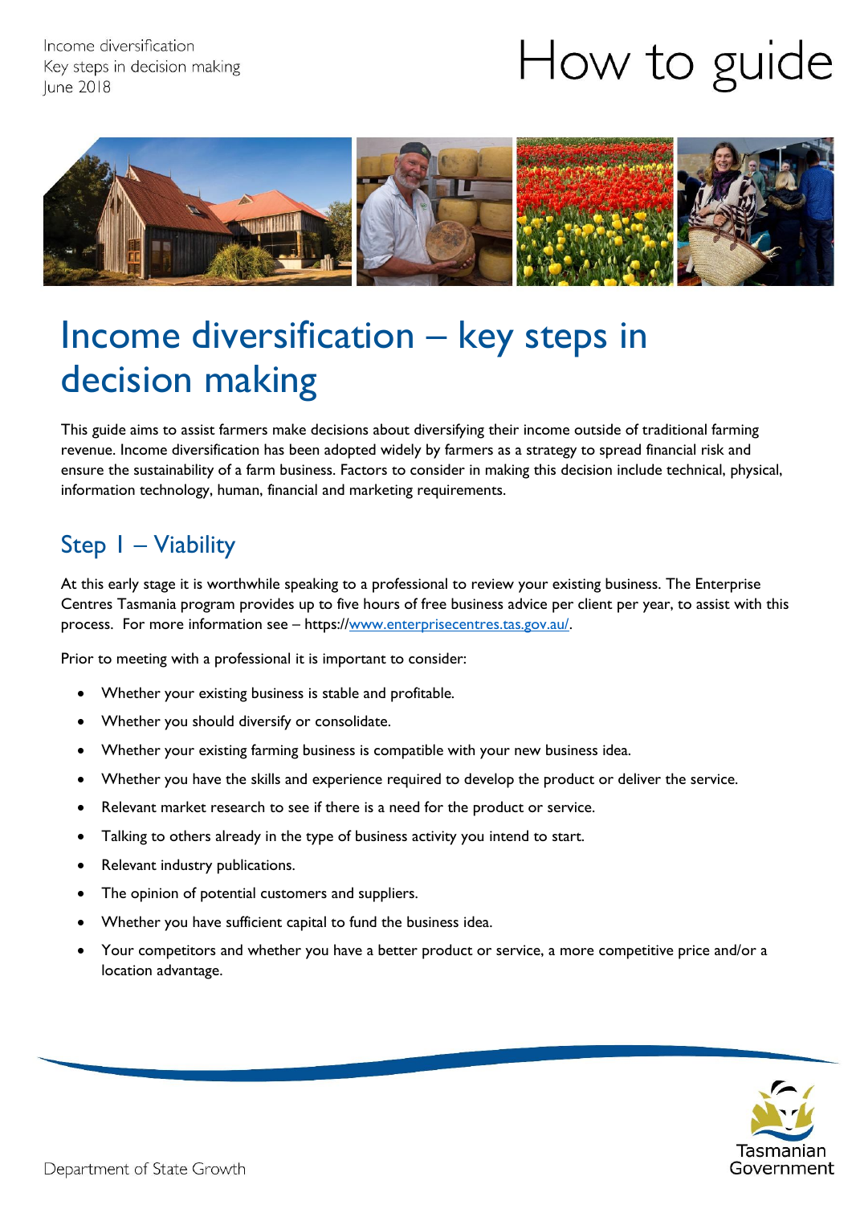# How to guide

# Income diversification – key steps in decision making

This guide aims to assist farmers make decisions about diversifying their income outside of traditional farming revenue. Income diversification has been adopted widely by farmers as a strategy to spread financial risk and ensure the sustainability of a farm business. Factors to consider in making this decision include technical, physical, information technology, human, financial and marketing requirements.

## Step 1 – Viability

At this early stage it is worthwhile speaking to a professional to review your existing business. The Enterprise Centres Tasmania program provides up to five hours of free business advice per client per year, to assist with this process. For more information see – https://www.enterprisecentres.tas.gov.au/.

Prior to meeting with a professional it is important to consider:

- Whether your existing business is stable and profitable.
- Whether you should diversify or consolidate.
- Whether your existing farming business is compatible with your new business idea.
- Whether you have the skills and experience required to develop the product or deliver the service.
- Relevant market research to see if there is a need for the product or service.
- Talking to others already in the type of business activity you intend to start.
- Relevant industry publications.
- The opinion of potential customers and suppliers.
- Whether you have sufficient capital to fund the business idea.
- Your competitors and whether you have a better product or service, a more competitive price and/or a location advantage.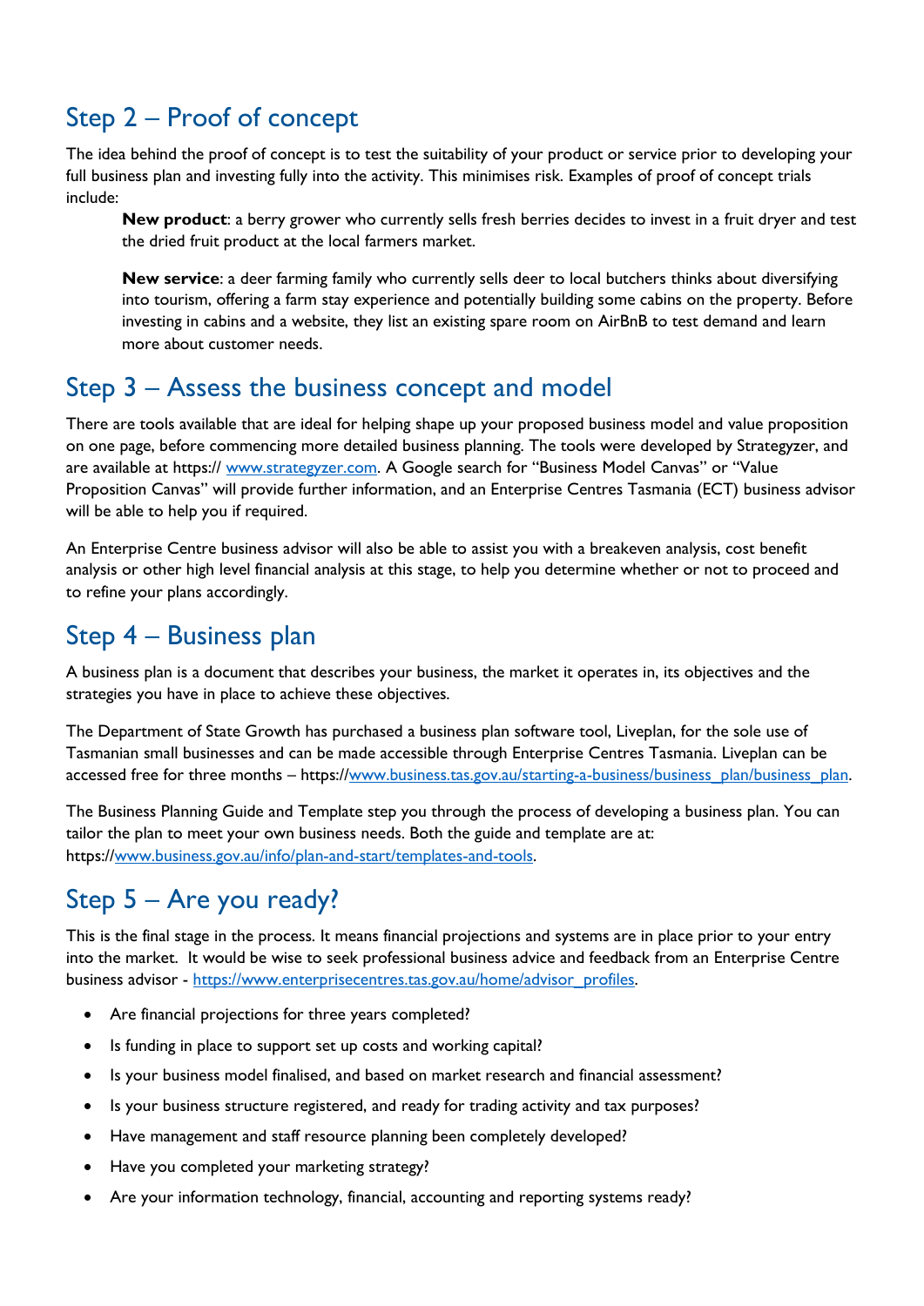## Step 2 – Proof of concept

The idea behind the proof of concept is to test the suitability of your product or service prior to developing your full business plan and investing fully into the activity. This minimises risk. Examples of proof of concept trials include:

> **New product**: a berry grower who currently sells fresh berries decides to invest in a fruit dryer and test the dried fruit product at the local farmers market.
>
> **New service**: a deer farming family who currently sells deer to local butchers thinks about diversifying into tourism, offering a farm stay experience and potentially building some cabins on the property. Before investing in cabins and a website, they list an existing spare room on AirBnB to test demand and learn more about customer needs.

## Step 3 – Assess the business concept and model

There are tools available that are ideal for helping shape up your proposed business model and value proposition on one page, before commencing more detailed business planning. The tools were developed by Strategyzer, and are available at https:// www.strategyzer.com. A Google search for "Business Model Canvas" or "Value Proposition Canvas" will provide further information, and an Enterprise Centres Tasmania (ECT) business advisor will be able to help you if required.

An Enterprise Centre business advisor will also be able to assist you with a breakeven analysis, cost benefit analysis or other high level financial analysis at this stage, to help you determine whether or not to proceed and to refine your plans accordingly.

## Step 4 – Business plan

A business plan is a document that describes your business, the market it operates in, its objectives and the strategies you have in place to achieve these objectives.

The Department of State Growth has purchased a business plan software tool, Liveplan, for the sole use of Tasmanian small businesses and can be made accessible through Enterprise Centres Tasmania. Liveplan can be accessed free for three months – https://www.business.tas.gov.au/starting-a-business/business_plan/business_plan.

The Business Planning Guide and Template step you through the process of developing a business plan. You can tailor the plan to meet your own business needs. Both the guide and template are at: https://www.business.gov.au/info/plan-and-start/templates-and-tools.

## Step 5 – Are you ready?

This is the final stage in the process. It means financial projections and systems are in place prior to your entry into the market. It would be wise to seek professional business advice and feedback from an Enterprise Centre business advisor - https://www.enterprisecentres.tas.gov.au/home/advisor_profiles.

- Are financial projections for three years completed?
- Is funding in place to support set up costs and working capital?
- Is your business model finalised, and based on market research and financial assessment?
- Is your business structure registered, and ready for trading activity and tax purposes?
- Have management and staff resource planning been completely developed?
- Have you completed your marketing strategy?
- Are your information technology, financial, accounting and reporting systems ready?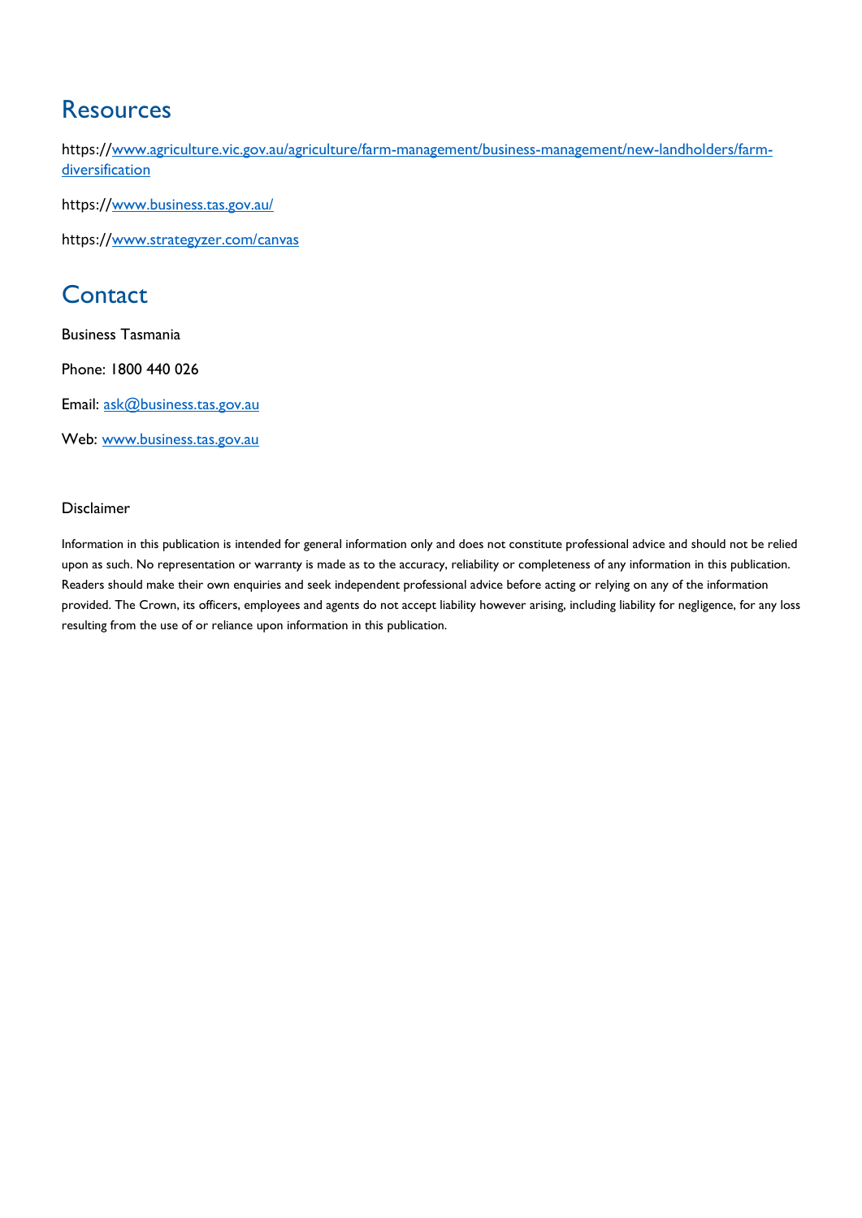## Resources

https://www.agriculture.vic.gov.au/agriculture/farm-management/business-management/new-landholders/farm-diversification

https://www.business.tas.gov.au/

https://www.strategyzer.com/canvas

## Contact

Business Tasmania

Phone: 1800 440 026

Email: ask@business.tas.gov.au

Web: www.business.tas.gov.au

Disclaimer

Information in this publication is intended for general information only and does not constitute professional advice and should not be relied upon as such. No representation or warranty is made as to the accuracy, reliability or completeness of any information in this publication. Readers should make their own enquiries and seek independent professional advice before acting or relying on any of the information provided. The Crown, its officers, employees and agents do not accept liability however arising, including liability for negligence, for any loss resulting from the use of or reliance upon information in this publication.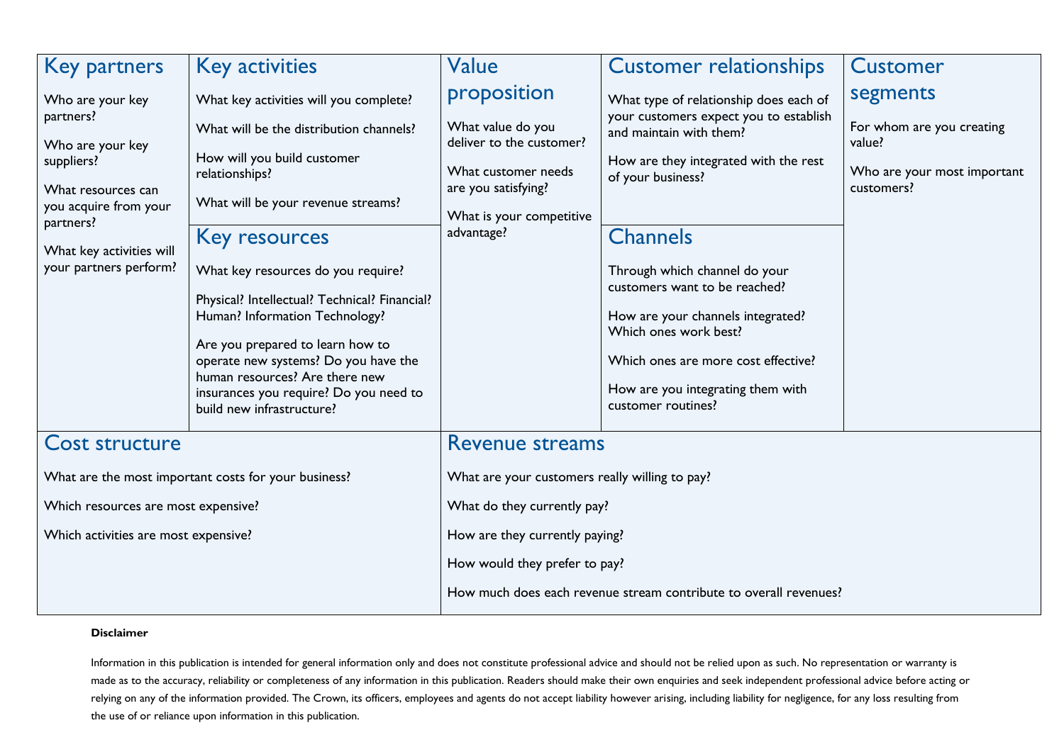## Key partners

Who are your key partners?

Who are your key suppliers?

What resources can you acquire from your partners?

What key activities will your partners perform?

## Key activities

What key activities will you complete?

What will be the distribution channels?

How will you build customer relationships?

What will be your revenue streams?

## Key resources

What key resources do you require?

Physical? Intellectual? Technical? Financial? Human? Information Technology?

Are you prepared to learn how to operate new systems? Do you have the human resources? Are there new insurances you require? Do you need to build new infrastructure?

## Value proposition

What value do you deliver to the customer?

What customer needs are you satisfying?

What is your competitive advantage?

## Customer relationships

What type of relationship does each of your customers expect you to establish and maintain with them?

How are they integrated with the rest of your business?

## Channels

Through which channel do your customers want to be reached?

How are your channels integrated? Which ones work best?

Which ones are more cost effective?

How are you integrating them with customer routines?

## Customer segments

For whom are you creating value?

Who are your most important customers?

## Cost structure

What are the most important costs for your business?

Which resources are most expensive?

Which activities are most expensive?

## Revenue streams

What are your customers really willing to pay?

What do they currently pay?

How are they currently paying?

How would they prefer to pay?

How much does each revenue stream contribute to overall revenues?

**Disclaimer**

Information in this publication is intended for general information only and does not constitute professional advice and should not be relied upon as such. No representation or warranty is made as to the accuracy, reliability or completeness of any information in this publication. Readers should make their own enquiries and seek independent professional advice before acting or relying on any of the information provided. The Crown, its officers, employees and agents do not accept liability however arising, including liability for negligence, for any loss resulting from the use of or reliance upon information in this publication.